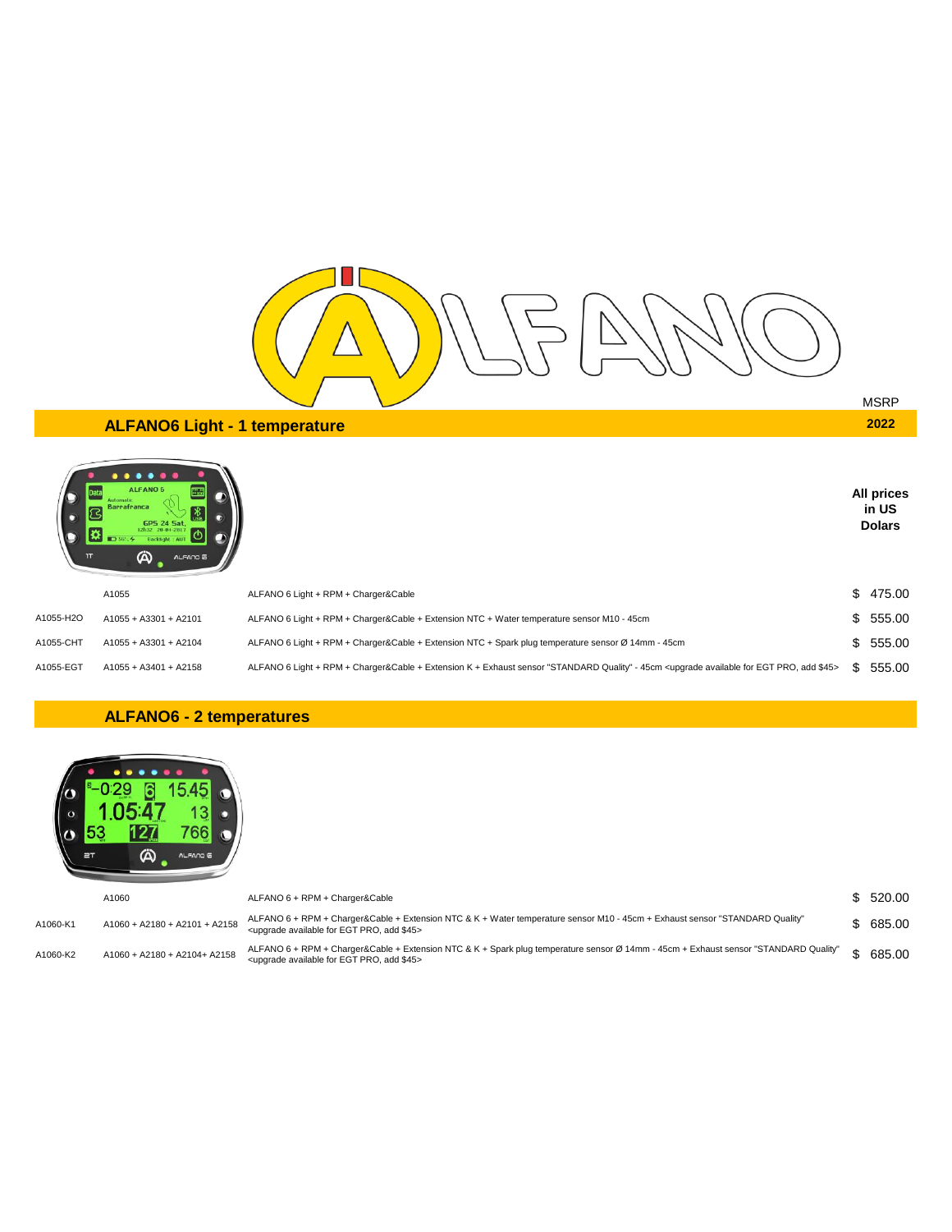MSRP

2022

## ALFANO6 Light - 1 temperature

**All prices in US Dolars**

| | | | |
|---|---|---|---|
| | A1055 | ALFANO 6 Light + RPM + Charger&Cable | $ 475.00 |
| A1055-H2O | A1055 + A3301 + A2101 | ALFANO 6 Light + RPM + Charger&Cable + Extension NTC + Water temperature sensor M10 - 45cm | $ 555.00 |
| A1055-CHT | A1055 + A3301 + A2104 | ALFANO 6 Light + RPM + Charger&Cable + Extension NTC + Spark plug temperature sensor Ø 14mm - 45cm | $ 555.00 |
| A1055-EGT | A1055 + A3401 + A2158 | ALFANO 6 Light + RPM + Charger&Cable + Extension K + Exhaust sensor "STANDARD Quality" - 45cm <upgrade available for EGT PRO, add $45> | $ 555.00 |

## ALFANO6 - 2 temperatures

| | | | |
|---|---|---|---|
| | A1060 | ALFANO 6 + RPM + Charger&Cable | $ 520.00 |
| A1060-K1 | A1060 + A2180 + A2101 + A2158 | ALFANO 6 + RPM + Charger&Cable + Extension NTC & K + Water temperature sensor M10 - 45cm + Exhaust sensor "STANDARD Quality" <upgrade available for EGT PRO, add $45> | $ 685.00 |
| A1060-K2 | A1060 + A2180 + A2104+ A2158 | ALFANO 6 + RPM + Charger&Cable + Extension NTC & K + Spark plug temperature sensor Ø 14mm - 45cm + Exhaust sensor "STANDARD Quality" <upgrade available for EGT PRO, add $45> | $ 685.00 |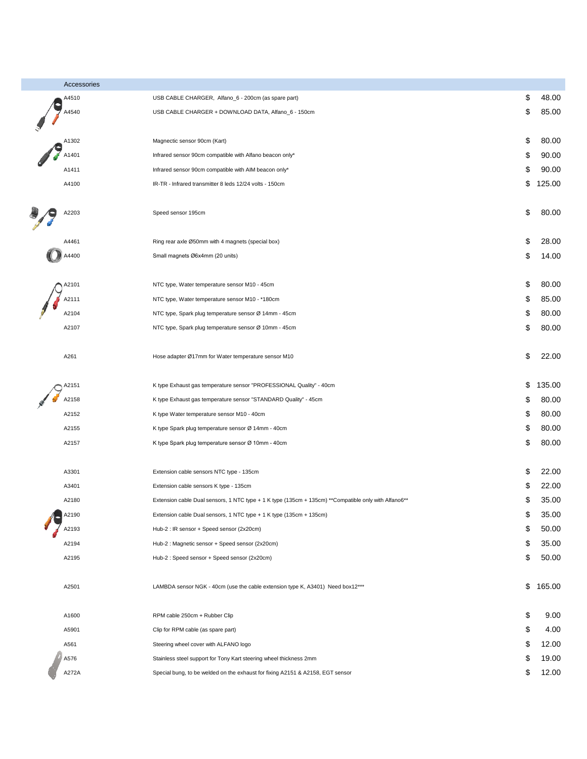| Accessories | | |
|---|---|---|
| A4510 | USB CABLE CHARGER,  Alfano_6 - 200cm (as spare part) | $ 48.00 |
| A4540 | USB CABLE CHARGER + DOWNLOAD DATA, Alfano_6 - 150cm | $ 85.00 |
| A1302 | Magnectic sensor 90cm (Kart) | $ 80.00 |
| A1401 | Infrared sensor 90cm compatible with Alfano beacon only* | $ 90.00 |
| A1411 | Infrared sensor 90cm compatible with AIM beacon only* | $ 90.00 |
| A4100 | IR-TR - Infrared transmitter 8 leds 12/24 volts - 150cm | $ 125.00 |
| A2203 | Speed sensor 195cm | $ 80.00 |
| A4461 | Ring rear axle Ø50mm with 4 magnets (special box) | $ 28.00 |
| A4400 | Small magnets Ø6x4mm (20 units) | $ 14.00 |
| A2101 | NTC type, Water temperature sensor M10 - 45cm | $ 80.00 |
| A2111 | NTC type, Water temperature sensor M10 - *180cm | $ 85.00 |
| A2104 | NTC type, Spark plug temperature sensor Ø 14mm - 45cm | $ 80.00 |
| A2107 | NTC type, Spark plug temperature sensor Ø 10mm - 45cm | $ 80.00 |
| A261 | Hose adapter Ø17mm for Water temperature sensor M10 | $ 22.00 |
| A2151 | K type Exhaust gas temperature sensor "PROFESSIONAL Quality" - 40cm | $ 135.00 |
| A2158 | K type Exhaust gas temperature sensor "STANDARD Quality" - 45cm | $ 80.00 |
| A2152 | K type Water temperature sensor M10 - 40cm | $ 80.00 |
| A2155 | K type Spark plug temperature sensor Ø 14mm - 40cm | $ 80.00 |
| A2157 | K type Spark plug temperature sensor Ø 10mm - 40cm | $ 80.00 |
| A3301 | Extension cable sensors NTC type - 135cm | $ 22.00 |
| A3401 | Extension cable sensors K type - 135cm | $ 22.00 |
| A2180 | Extension cable Dual sensors, 1 NTC type + 1 K type (135cm + 135cm) **Compatible only with Alfano6** | $ 35.00 |
| A2190 | Extension cable Dual sensors, 1 NTC type + 1 K type (135cm + 135cm) | $ 35.00 |
| A2193 | Hub-2 : IR sensor + Speed sensor (2x20cm) | $ 50.00 |
| A2194 | Hub-2 : Magnetic sensor + Speed sensor (2x20cm) | $ 35.00 |
| A2195 | Hub-2 : Speed sensor + Speed sensor (2x20cm) | $ 50.00 |
| A2501 | LAMBDA sensor NGK - 40cm (use the cable extension type K, A3401)  Need box12*** | $ 165.00 |
| A1600 | RPM cable 250cm + Rubber Clip | $ 9.00 |
| A5901 | Clip for RPM cable (as spare part) | $ 4.00 |
| A561 | Steering wheel cover with ALFANO logo | $ 12.00 |
| A576 | Stainless steel support for Tony Kart steering wheel thickness 2mm | $ 19.00 |
| A272A | Special bung, to be welded on the exhaust for fixing A2151 & A2158, EGT sensor | $ 12.00 |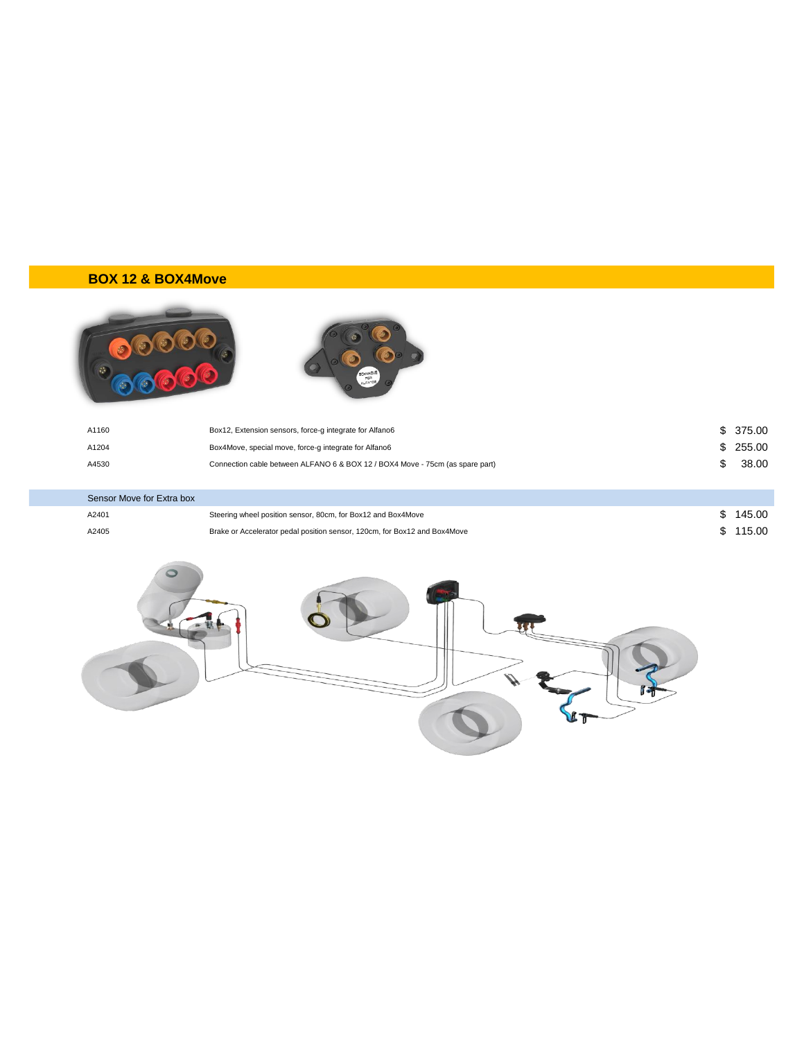## BOX 12 & BOX4Move

| | | |
|---|---|---|
| A1160 | Box12, Extension sensors, force-g integrate for Alfano6 | $ 375.00 |
| A1204 | Box4Move, special move, force-g integrate for Alfano6 | $ 255.00 |
| A4530 | Connection cable between ALFANO 6 & BOX 12 / BOX4 Move - 75cm (as spare part) | $ 38.00 |

### Sensor Move for Extra box

| | | |
|---|---|---|
| A2401 | Steering wheel position sensor, 80cm, for Box12 and Box4Move | $ 145.00 |
| A2405 | Brake or Accelerator pedal position sensor, 120cm, for Box12 and Box4Move | $ 115.00 |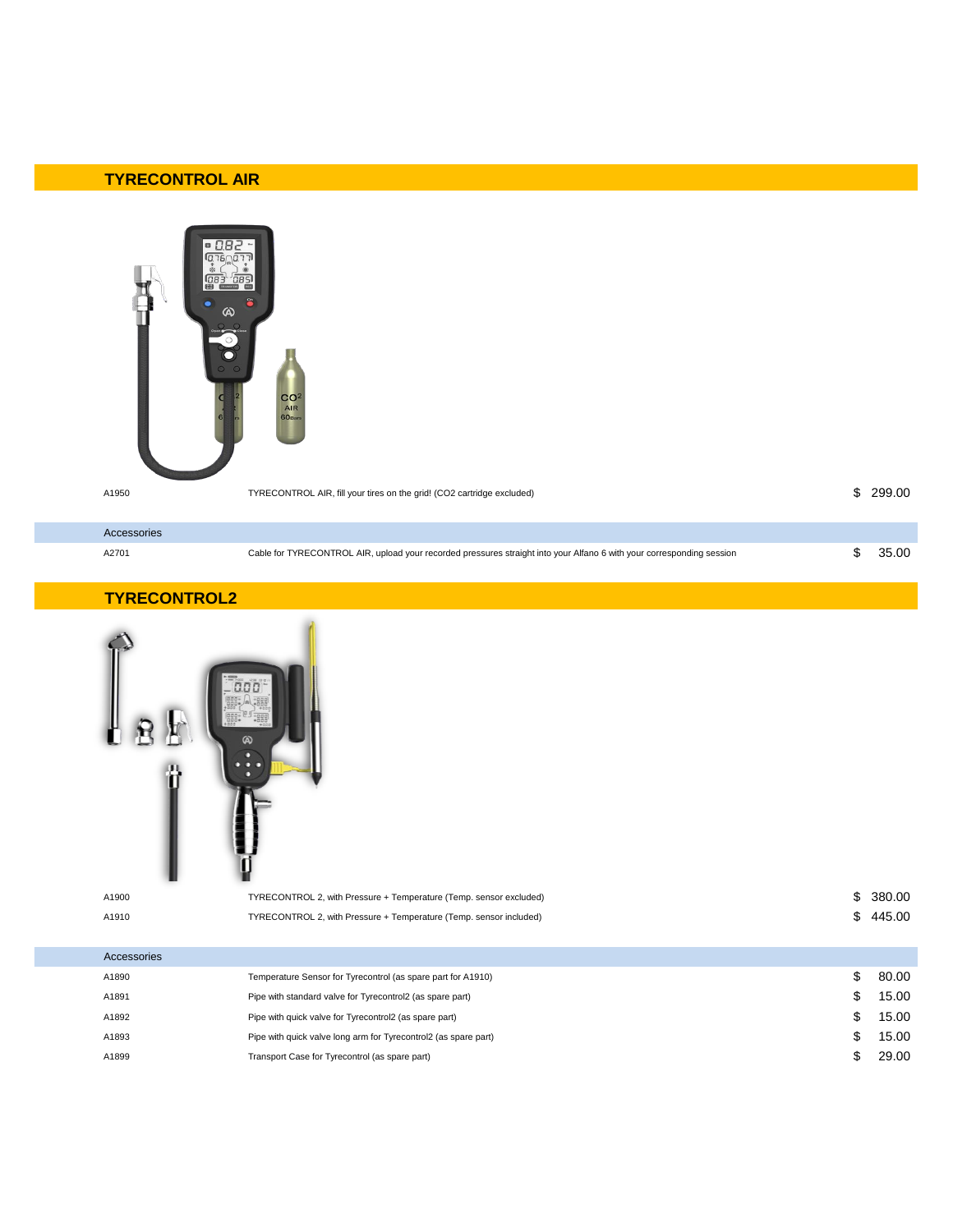## TYRECONTROL AIR

| | | |
|---|---|---|
| A1950 | TYRECONTROL AIR, fill your tires on the grid! (CO2 cartridge excluded) | $ 299.00 |

| Accessories | | |
|---|---|---|
| A2701 | Cable for TYRECONTROL AIR, upload your recorded pressures straight into your Alfano 6 with your corresponding session | $ 35.00 |

## TYRECONTROL2

| | | |
|---|---|---|
| A1900 | TYRECONTROL 2, with Pressure + Temperature (Temp. sensor excluded) | $ 380.00 |
| A1910 | TYRECONTROL 2, with Pressure + Temperature (Temp. sensor included) | $ 445.00 |

| Accessories | | |
|---|---|---|
| A1890 | Temperature Sensor for Tyrecontrol (as spare part for A1910) | $ 80.00 |
| A1891 | Pipe with standard valve for Tyrecontrol2 (as spare part) | $ 15.00 |
| A1892 | Pipe with quick valve for Tyrecontrol2 (as spare part) | $ 15.00 |
| A1893 | Pipe with quick valve long arm for Tyrecontrol2 (as spare part) | $ 15.00 |
| A1899 | Transport Case for Tyrecontrol (as spare part) | $ 29.00 |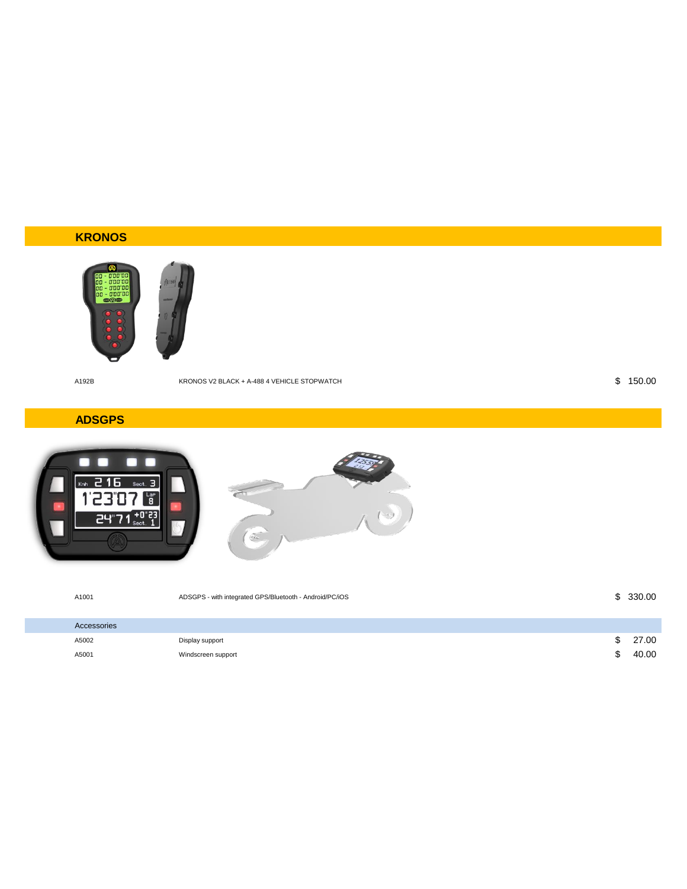## KRONOS

| | | |
|---|---|---|
| A192B | KRONOS V2 BLACK + A-488 4 VEHICLE STOPWATCH | $ 150.00 |

## ADSGPS

| | | |
|---|---|---|
| A1001 | ADSGPS - with integrated GPS/Bluetooth - Android/PC/iOS | $ 330.00 |

| Accessories | | |
|---|---|---|
| A5002 | Display support | $ 27.00 |
| A5001 | Windscreen support | $ 40.00 |